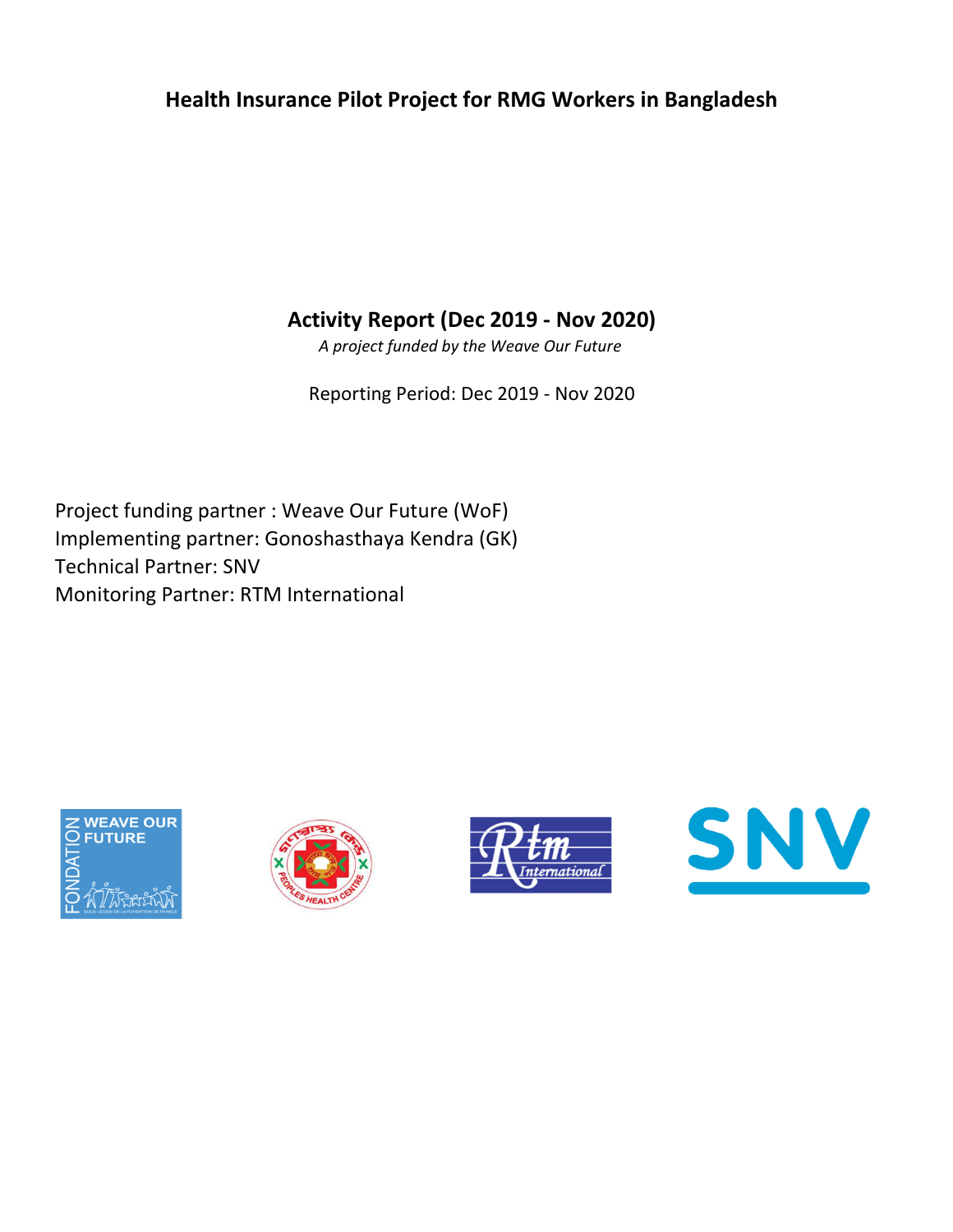# Health Insurance Pilot Project for RMG Workers in Bangladesh

## Activity Report (Dec 2019 - Nov 2020)

*A project funded by the Weave Our Future*

Reporting Period: Dec 2019 - Nov 2020

Project funding partner : Weave Our Future (WoF)
Implementing partner: Gonoshasthaya Kendra (GK)
Technical Partner: SNV
Monitoring Partner: RTM International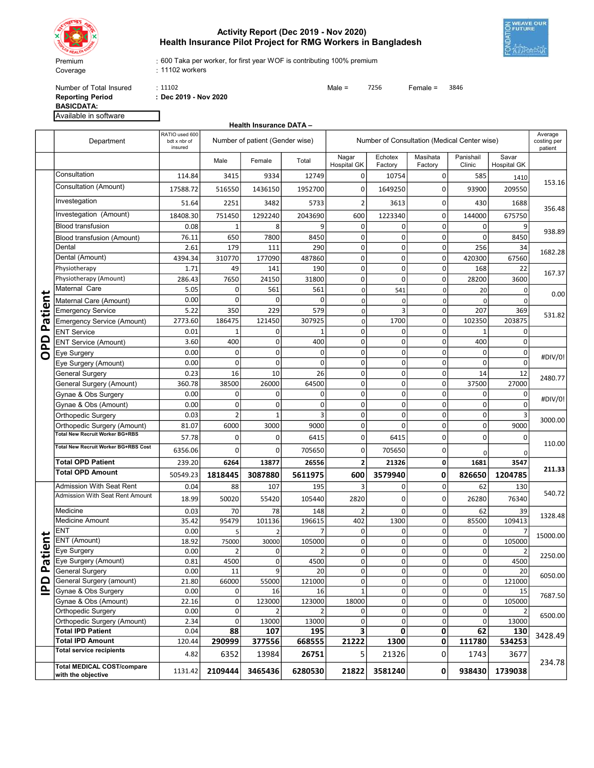# Activity Report (Dec 2019 - Nov 2020)
## Health Insurance Pilot Project for RMG Workers in Bangladesh

Premium : 600 Taka per worker, for first year WOF is contributing 100% premium

Coverage : 11102 workers

Number of Total Insured : 11102 Male = 7256 Female = 3846

**Reporting Period** : **Dec 2019 - Nov 2020**

**BASICDATA:**

Available in software

**Health Insurance DATA –**

| | Department | RATIO used 600 bdt x nbr of insured | Number of patient (Gender wise) | | | Number of Consultation (Medical Center wise) | | | | | Average costing per patient |
|---|---|---|---|---|---|---|---|---|---|---|---|
| | | | Male | Female | Total | Nagar Hospital GK | Echotex Factory | Masihata Factory | Panishail Clinic | Savar Hospital GK | |
| OPD Patient | Consultation | 114.84 | 3415 | 9334 | 12749 | 0 | 10754 | 0 | 585 | 1410 | 153.16 |
| | Consultation (Amount) | 17588.72 | 516550 | 1436150 | 1952700 | 0 | 1649250 | 0 | 93900 | 209550 | |
| | Investegation | 51.64 | 2251 | 3482 | 5733 | 2 | 3613 | 0 | 430 | 1688 | 356.48 |
| | Investegation (Amount) | 18408.30 | 751450 | 1292240 | 2043690 | 600 | 1223340 | 0 | 144000 | 675750 | |
| | Blood transfusion | 0.08 | 1 | 8 | 9 | 0 | 0 | 0 | 0 | 9 | 938.89 |
| | Blood transfusion (Amount) | 76.11 | 650 | 7800 | 8450 | 0 | 0 | 0 | 0 | 8450 | |
| | Dental | 2.61 | 179 | 111 | 290 | 0 | 0 | 0 | 256 | 34 | 1682.28 |
| | Dental (Amount) | 4394.34 | 310770 | 177090 | 487860 | 0 | 0 | 0 | 420300 | 67560 | |
| | Physiotherapy | 1.71 | 49 | 141 | 190 | 0 | 0 | 0 | 168 | 22 | 167.37 |
| | Physiotherapy (Amount) | 286.43 | 7650 | 24150 | 31800 | 0 | 0 | 0 | 28200 | 3600 | |
| | Maternal Care | 5.05 | 0 | 561 | 561 | 0 | 541 | 0 | 20 | 0 | 0.00 |
| | Maternal Care (Amount) | 0.00 | 0 | 0 | 0 | 0 | 0 | 0 | 0 | 0 | |
| | Emergency Service | 5.22 | 350 | 229 | 579 | 0 | 3 | 0 | 207 | 369 | 531.82 |
| | Emergency Service (Amount) | 2773.60 | 186475 | 121450 | 307925 | 0 | 1700 | 0 | 102350 | 203875 | |
| | ENT Service | 0.01 | 1 | 0 | 1 | 0 | 0 | 0 | 1 | 0 | |
| | ENT Service (Amount) | 3.60 | 400 | 0 | 400 | 0 | 0 | 0 | 400 | 0 | |
| | Eye Surgery | 0.00 | 0 | 0 | 0 | 0 | 0 | 0 | 0 | 0 | #DIV/0! |
| | Eye Surgery (Amount) | 0.00 | 0 | 0 | 0 | 0 | 0 | 0 | 0 | 0 | |
| | General Surgery | 0.23 | 16 | 10 | 26 | 0 | 0 | 0 | 14 | 12 | 2480.77 |
| | General Surgery (Amount) | 360.78 | 38500 | 26000 | 64500 | 0 | 0 | 0 | 37500 | 27000 | |
| | Gynae & Obs Surgery | 0.00 | 0 | 0 | 0 | 0 | 0 | 0 | 0 | 0 | #DIV/0! |
| | Gynae & Obs (Amount) | 0.00 | 0 | 0 | 0 | 0 | 0 | 0 | 0 | 0 | |
| | Orthopedic Surgery | 0.03 | 2 | 1 | 3 | 0 | 0 | 0 | 0 | 3 | 3000.00 |
| | Orthopedic Surgery (Amount) | 81.07 | 6000 | 3000 | 9000 | 0 | 0 | 0 | 0 | 9000 | |
| | Total New Recruit Worker BG+RBS | 57.78 | 0 | 0 | 6415 | 0 | 6415 | 0 | 0 | 0 | 110.00 |
| | Total New Recruit Worker BG+RBS Cost | 6356.06 | 0 | 0 | 705650 | 0 | 705650 | 0 | 0 | 0 | |
| | **Total OPD Patient** | 239.20 | **6264** | **13877** | **26556** | **2** | **21326** | **0** | **1681** | **3547** | 211.33 |
| | **Total OPD Amount** | 50549.23 | **1818445** | **3087880** | **5611975** | **600** | **3579940** | **0** | **826650** | **1204785** | |
| IPD Patient | Admission With Seat Rent | 0.04 | 88 | 107 | 195 | 3 | 0 | 0 | 62 | 130 | 540.72 |
| | Admission With Seat Rent Amount | 18.99 | 50020 | 55420 | 105440 | 2820 | 0 | 0 | 26280 | 76340 | |
| | Medicine | 0.03 | 70 | 78 | 148 | 2 | 0 | 0 | 62 | 39 | 1328.48 |
| | Medicine Amount | 35.42 | 95479 | 101136 | 196615 | 402 | 1300 | 0 | 85500 | 109413 | |
| | ENT | 0.00 | 5 | 2 | 7 | 0 | 0 | 0 | 0 | 7 | 15000.00 |
| | ENT (Amount) | 18.92 | 75000 | 30000 | 105000 | 0 | 0 | 0 | 0 | 105000 | |
| | Eye Surgery | 0.00 | 2 | 0 | 2 | 0 | 0 | 0 | 0 | 2 | 2250.00 |
| | Eye Surgery (Amount) | 0.81 | 4500 | 0 | 4500 | 0 | 0 | 0 | 0 | 4500 | |
| | General Surgery | 0.00 | 11 | 9 | 20 | 0 | 0 | 0 | 0 | 20 | 6050.00 |
| | General Surgery (amount) | 21.80 | 66000 | 55000 | 121000 | 0 | 0 | 0 | 0 | 121000 | |
| | Gynae & Obs Surgery | 0.00 | 0 | 16 | 16 | 1 | 0 | 0 | 0 | 15 | 7687.50 |
| | Gynae & Obs (Amount) | 22.16 | 0 | 123000 | 123000 | 18000 | 0 | 0 | 0 | 105000 | |
| | Orthopedic Surgery | 0.00 | 0 | 2 | 2 | 0 | 0 | 0 | 0 | 2 | 6500.00 |
| | Orthopedic Surgery (Amount) | 2.34 | 0 | 13000 | 13000 | 0 | 0 | 0 | 0 | 13000 | |
| | **Total IPD Patient** | 0.04 | **88** | **107** | **195** | **3** | **0** | **0** | **62** | **130** | 3428.49 |
| | **Total IPD Amount** | 120.44 | **290999** | **377556** | **668555** | **21222** | **1300** | **0** | **111780** | **534253** | |
| | **Total service recipients** | 4.82 | 6352 | 13984 | 26751 | 5 | 21326 | 0 | 1743 | 3677 | 234.78 |
| | **Total MEDICAL COST/compare with the objective** | 1131.42 | **2109444** | **3465436** | **6280530** | **21822** | **3581240** | **0** | **938430** | **1739038** | |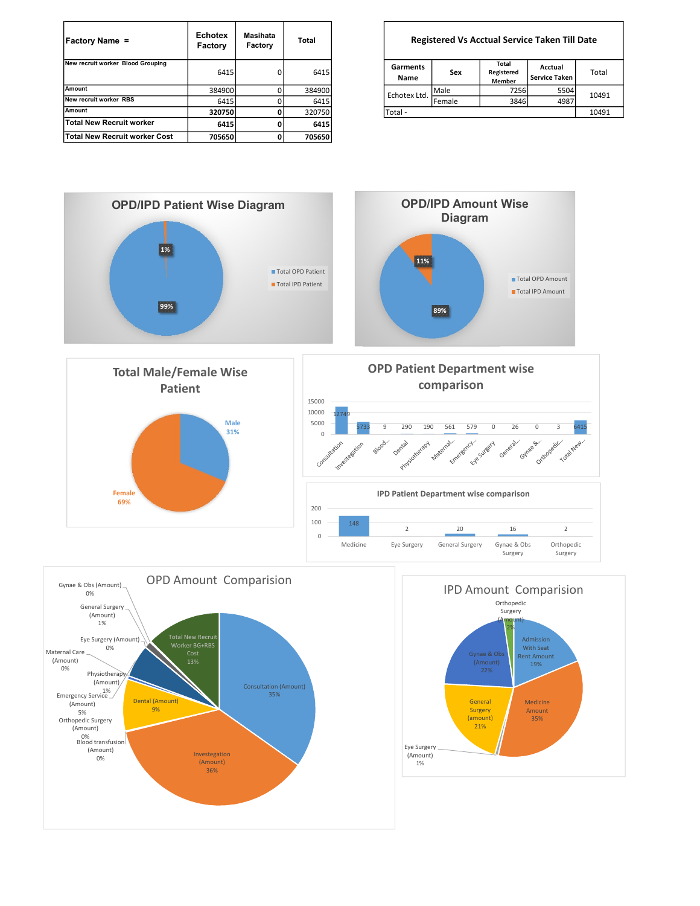| Factory Name = | Echotex Factory | Masihata Factory | Total |
|---|---|---|---|
| New recruit worker Blood Grouping | 6415 | 0 | 6415 |
| Amount | 384900 | 0 | 384900 |
| New recruit worker RBS | 6415 | 0 | 6415 |
| Amount | 320750 | 0 | 320750 |
| **Total New Recruit worker** | **6415** | **0** | **6415** |
| **Total New Recruit worker Cost** | **705650** | **0** | **705650** |

| **Registered Vs Acctual Service Taken Till Date** | | | | |
|---|---|---|---|---|
| **Garments Name** | **Sex** | **Total Registered Member** | **Acctual Service Taken** | Total |
| Echotex Ltd. | Male | 7256 | 5504 | 10491 |
| | Female | 3846 | 4987 | |
| Total - | | | | 10491 |

## OPD/IPD Patient Wise Diagram

- Total OPD Patient: 99%
- Total IPD Patient: 1%

## OPD/IPD Amount Wise Diagram

- Total OPD Amount: 89%
- Total IPD Amount: 11%

## Total Male/Female Wise Patient

- Male: 31%
- Female: 69%

## OPD Patient Department wise comparison

| Department | Patients |
|---|---|
| Consultation | 12749 |
| Investegation | 5733 |
| Blood... | 9 |
| Dental | 290 |
| Physiotherapy | 190 |
| Maternal... | 561 |
| Emergency... | 579 |
| Eye Surgery | 0 |
| General... | 26 |
| Gynae &... | 0 |
| Orthopedic... | 3 |
| Total New... | 6415 |

## IPD Patient Department wise comparison

| Department | Patients |
|---|---|
| Medicine | 148 |
| Eye Surgery | 2 |
| General Surgery | 20 |
| Gynae & Obs Surgery | 16 |
| Orthopedic Surgery | 2 |

## OPD Amount Comparision

- Consultation (Amount): 35%
- Investegation (Amount): 36%
- Dental (Amount): 9%
- Emergency Service (Amount): 5%
- Physiotherapy (Amount): 1%
- Total New Recruit Worker BG+RBS Cost: 13%
- Gynae & Obs (Amount): 0%
- General Surgery (Amount): 1%
- Eye Surgery (Amount): 0%
- Maternal Care (Amount): 0%
- Orthopedic Surgery (Amount): 0%
- Blood transfusion (Amount): 0%

## IPD Amount Comparision

- Admission With Seat Rent Amount: 19%
- Medicine Amount: 35%
- General Surgery (amount): 21%
- Gynae & Obs (Amount): 22%
- Orthopedic Surgery (Amount): 2%
- Eye Surgery (Amount): 1%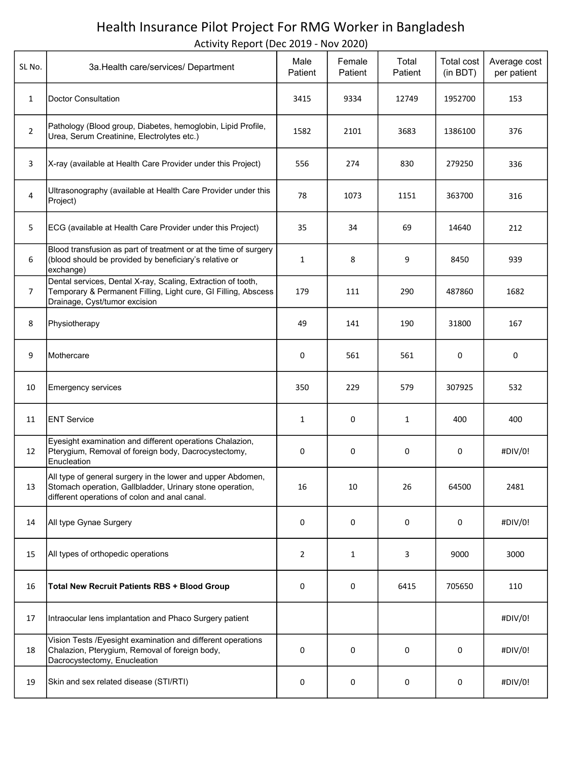# Health Insurance Pilot Project For RMG Worker in Bangladesh

Activity Report (Dec 2019 - Nov 2020)

| SL No. | 3a.Health care/services/ Department | Male Patient | Female Patient | Total Patient | Total cost (in BDT) | Average cost per patient |
|---|---|---|---|---|---|---|
| 1 | Doctor Consultation | 3415 | 9334 | 12749 | 1952700 | 153 |
| 2 | Pathology (Blood group, Diabetes, hemoglobin, Lipid Profile, Urea, Serum Creatinine, Electrolytes etc.) | 1582 | 2101 | 3683 | 1386100 | 376 |
| 3 | X-ray (available at Health Care Provider under this Project) | 556 | 274 | 830 | 279250 | 336 |
| 4 | Ultrasonography (available at Health Care Provider under this Project) | 78 | 1073 | 1151 | 363700 | 316 |
| 5 | ECG (available at Health Care Provider under this Project) | 35 | 34 | 69 | 14640 | 212 |
| 6 | Blood transfusion as part of treatment or at the time of surgery (blood should be provided by beneficiary's relative or exchange) | 1 | 8 | 9 | 8450 | 939 |
| 7 | Dental services, Dental X-ray, Scaling, Extraction of tooth, Temporary & Permanent Filling, Light cure, GI Filling, Abscess Drainage, Cyst/tumor excision | 179 | 111 | 290 | 487860 | 1682 |
| 8 | Physiotherapy | 49 | 141 | 190 | 31800 | 167 |
| 9 | Mothercare | 0 | 561 | 561 | 0 | 0 |
| 10 | Emergency services | 350 | 229 | 579 | 307925 | 532 |
| 11 | ENT Service | 1 | 0 | 1 | 400 | 400 |
| 12 | Eyesight examination and different operations Chalazion, Pterygium, Removal of foreign body, Dacrocystectomy, Enucleation | 0 | 0 | 0 | 0 | #DIV/0! |
| 13 | All type of general surgery in the lower and upper Abdomen, Stomach operation, Gallbladder, Urinary stone operation, different operations of colon and anal canal. | 16 | 10 | 26 | 64500 | 2481 |
| 14 | All type Gynae Surgery | 0 | 0 | 0 | 0 | #DIV/0! |
| 15 | All types of orthopedic operations | 2 | 1 | 3 | 9000 | 3000 |
| 16 | **Total New Recruit Patients RBS + Blood Group** | 0 | 0 | 6415 | 705650 | 110 |
| 17 | Intraocular lens implantation and Phaco Surgery patient | | | | | #DIV/0! |
| 18 | Vision Tests /Eyesight examination and different operations Chalazion, Pterygium, Removal of foreign body, Dacrocystectomy, Enucleation | 0 | 0 | 0 | 0 | #DIV/0! |
| 19 | Skin and sex related disease (STI/RTI) | 0 | 0 | 0 | 0 | #DIV/0! |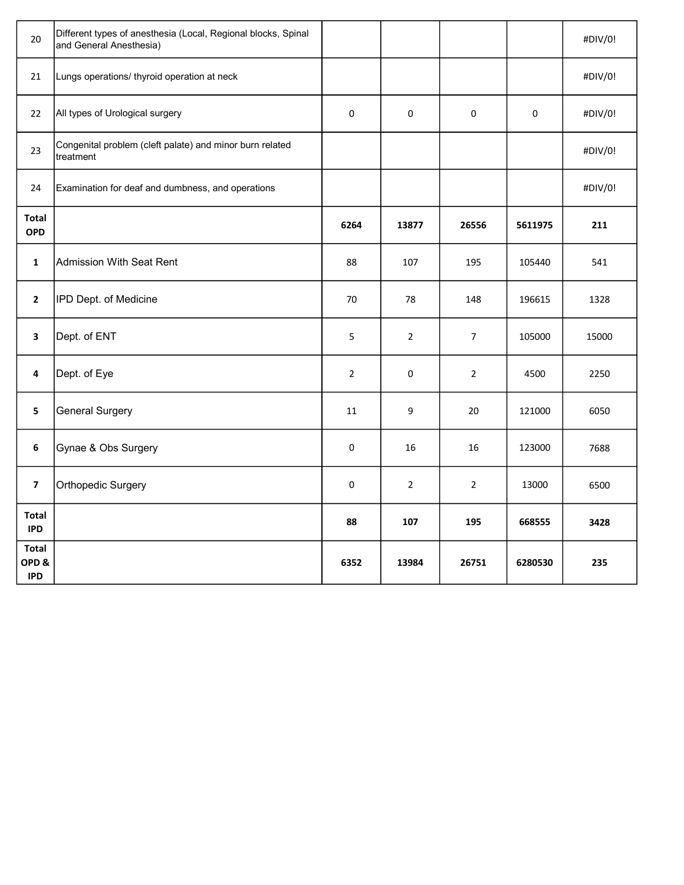| | | | | | | |
|---|---|---|---|---|---|---|
| 20 | Different types of anesthesia (Local, Regional blocks, Spinal and General Anesthesia) | | | | | #DIV/0! |
| 21 | Lungs operations/ thyroid operation at neck | | | | | #DIV/0! |
| 22 | All types of Urological surgery | 0 | 0 | 0 | 0 | #DIV/0! |
| 23 | Congenital problem (cleft palate) and minor burn related treatment | | | | | #DIV/0! |
| 24 | Examination for deaf and dumbness, and operations | | | | | #DIV/0! |
| **Total OPD** | | **6264** | **13877** | **26556** | **5611975** | **211** |
| **1** | Admission With Seat Rent | 88 | 107 | 195 | 105440 | 541 |
| **2** | IPD Dept. of Medicine | 70 | 78 | 148 | 196615 | 1328 |
| **3** | Dept. of ENT | 5 | 2 | 7 | 105000 | 15000 |
| **4** | Dept. of Eye | 2 | 0 | 2 | 4500 | 2250 |
| **5** | General Surgery | 11 | 9 | 20 | 121000 | 6050 |
| **6** | Gynae & Obs Surgery | 0 | 16 | 16 | 123000 | 7688 |
| **7** | Orthopedic Surgery | 0 | 2 | 2 | 13000 | 6500 |
| **Total IPD** | | **88** | **107** | **195** | **668555** | **3428** |
| **Total OPD & IPD** | | **6352** | **13984** | **26751** | **6280530** | **235** |